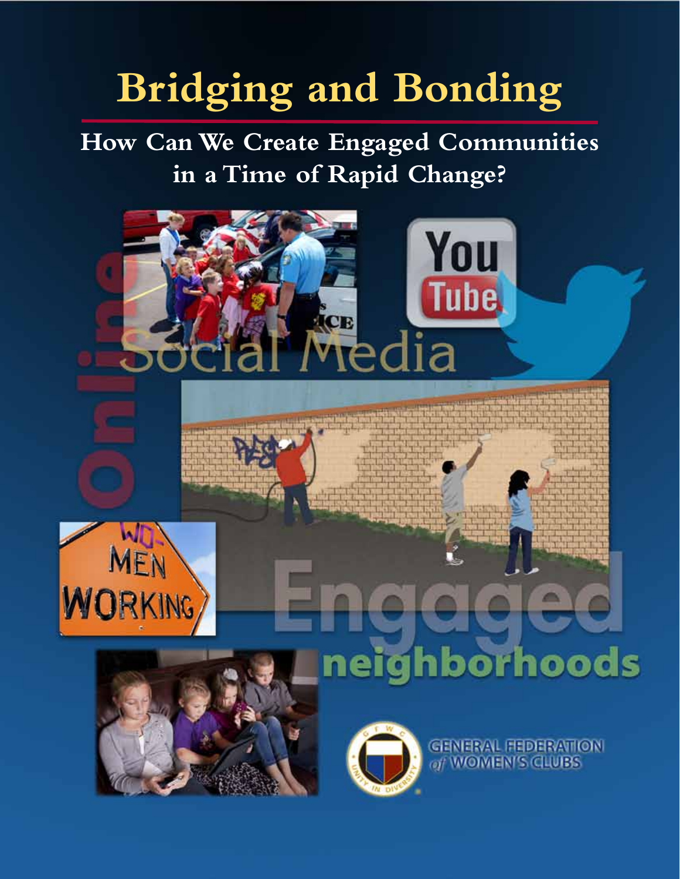# Bridging and Bonding

## How Can We Create Engaged Communities in a Time of Rapid Change?

Online

Social Media

Engaged

neighborhoods

GENERAL FEDERATION of WOMEN'S CLUBS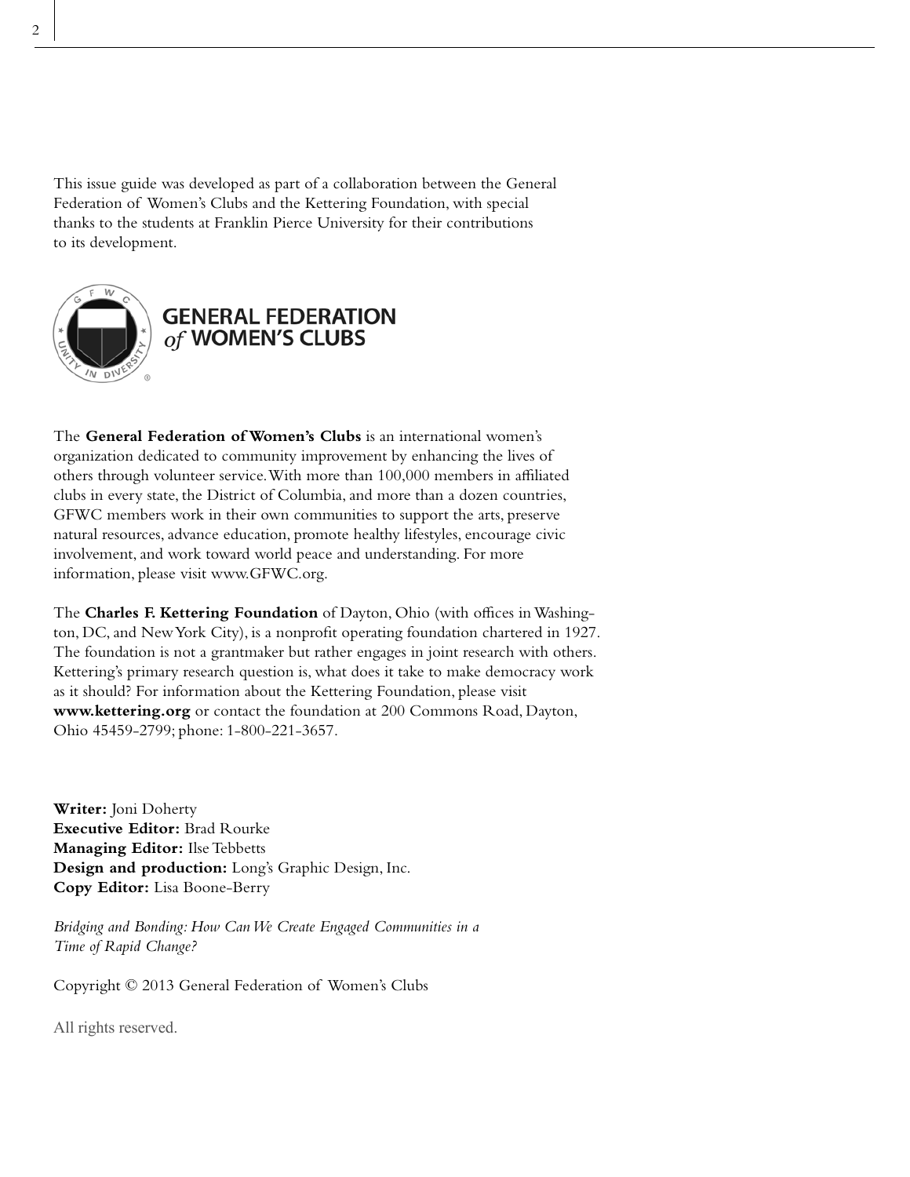This issue guide was developed as part of a collaboration between the General Federation of Women's Clubs and the Kettering Foundation, with special thanks to the students at Franklin Pierce University for their contributions to its development.

**GENERAL FEDERATION *of* WOMEN'S CLUBS**

The **General Federation of Women's Clubs** is an international women's organization dedicated to community improvement by enhancing the lives of others through volunteer service. With more than 100,000 members in affiliated clubs in every state, the District of Columbia, and more than a dozen countries, GFWC members work in their own communities to support the arts, preserve natural resources, advance education, promote healthy lifestyles, encourage civic involvement, and work toward world peace and understanding. For more information, please visit www.GFWC.org.

The **Charles F. Kettering Foundation** of Dayton, Ohio (with offices in Washington, DC, and New York City), is a nonprofit operating foundation chartered in 1927. The foundation is not a grantmaker but rather engages in joint research with others. Kettering's primary research question is, what does it take to make democracy work as it should? For information about the Kettering Foundation, please visit **www.kettering.org** or contact the foundation at 200 Commons Road, Dayton, Ohio 45459-2799; phone: 1-800-221-3657.

**Writer:** Joni Doherty
**Executive Editor:** Brad Rourke
**Managing Editor:** Ilse Tebbetts
**Design and production:** Long's Graphic Design, Inc.
**Copy Editor:** Lisa Boone-Berry

*Bridging and Bonding: How Can We Create Engaged Communities in a Time of Rapid Change?*

Copyright © 2013 General Federation of Women's Clubs

All rights reserved.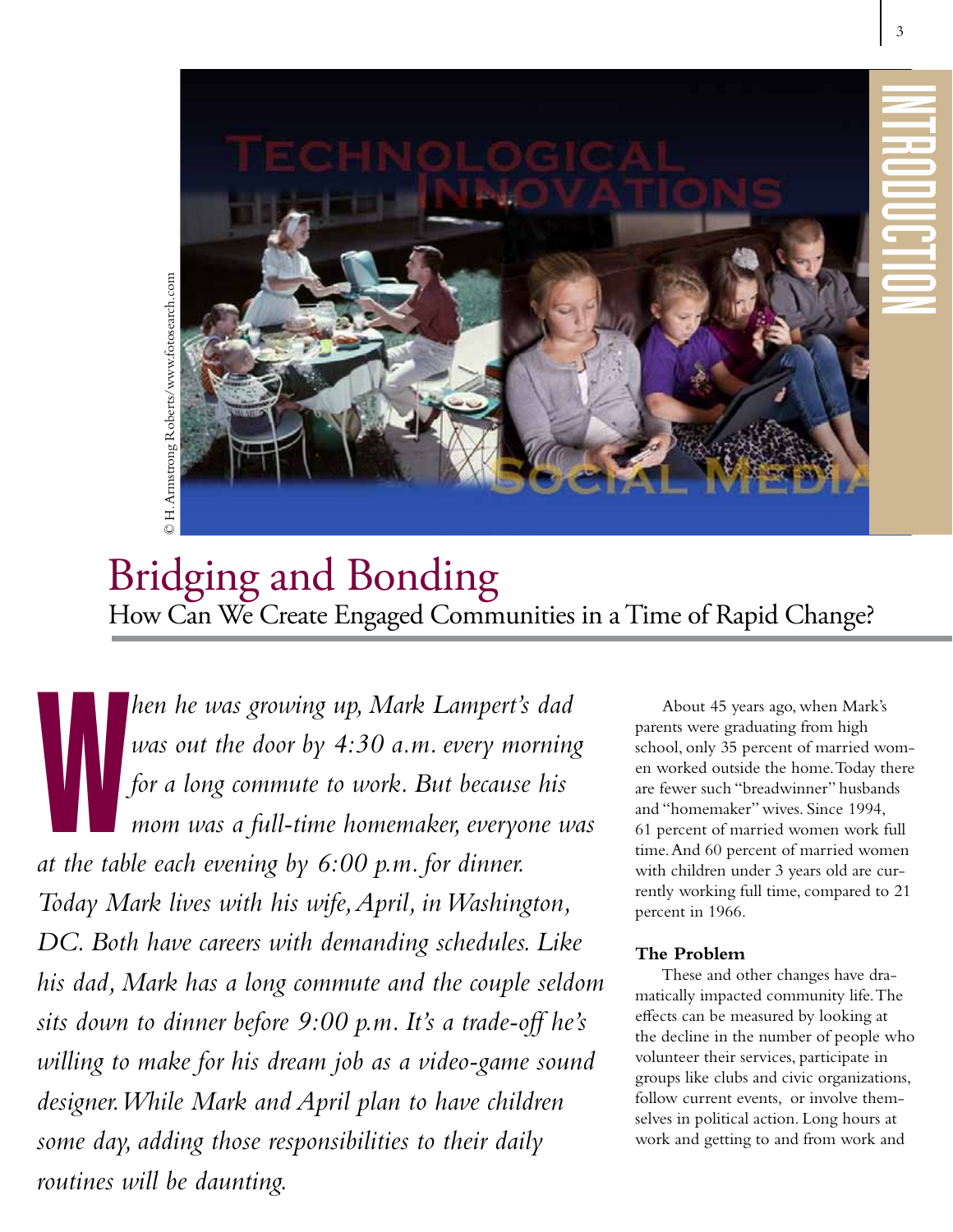# Bridging and Bonding

## How Can We Create Engaged Communities in a Time of Rapid Change?

*When he was growing up, Mark Lampert's dad was out the door by 4:30 a.m. every morning for a long commute to work. But because his mom was a full-time homemaker, everyone was at the table each evening by 6:00 p.m. for dinner. Today Mark lives with his wife, April, in Washington, DC. Both have careers with demanding schedules. Like his dad, Mark has a long commute and the couple seldom sits down to dinner before 9:00 p.m. It's a trade-off he's willing to make for his dream job as a video-game sound designer. While Mark and April plan to have children some day, adding those responsibilities to their daily routines will be daunting.*

About 45 years ago, when Mark's parents were graduating from high school, only 35 percent of married women worked outside the home. Today there are fewer such "breadwinner" husbands and "homemaker" wives. Since 1994, 61 percent of married women work full time. And 60 percent of married women with children under 3 years old are currently working full time, compared to 21 percent in 1966.

**The Problem**

These and other changes have dramatically impacted community life. The effects can be measured by looking at the decline in the number of people who volunteer their services, participate in groups like clubs and civic organizations, follow current events, or involve themselves in political action. Long hours at work and getting to and from work and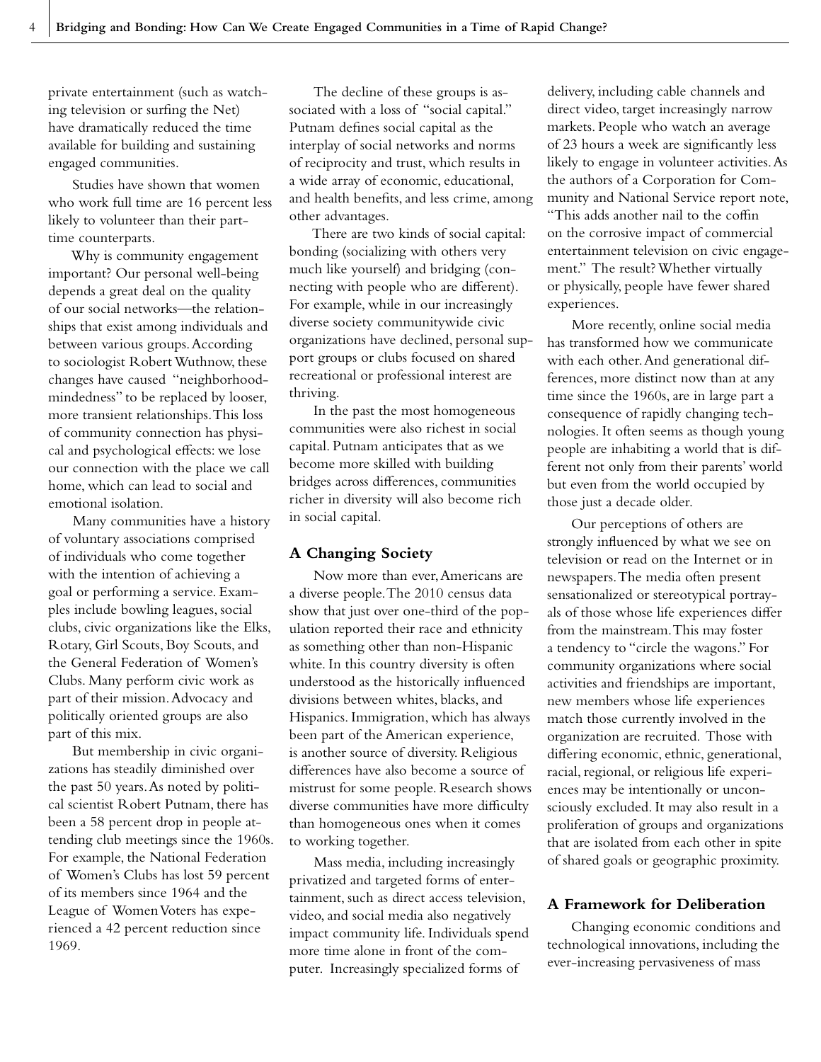private entertainment (such as watching television or surfing the Net) have dramatically reduced the time available for building and sustaining engaged communities.

Studies have shown that women who work full time are 16 percent less likely to volunteer than their part-time counterparts.

Why is community engagement important? Our personal well-being depends a great deal on the quality of our social networks—the relationships that exist among individuals and between various groups. According to sociologist Robert Wuthnow, these changes have caused "neighborhood-mindedness" to be replaced by looser, more transient relationships. This loss of community connection has physical and psychological effects: we lose our connection with the place we call home, which can lead to social and emotional isolation.

Many communities have a history of voluntary associations comprised of individuals who come together with the intention of achieving a goal or performing a service. Examples include bowling leagues, social clubs, civic organizations like the Elks, Rotary, Girl Scouts, Boy Scouts, and the General Federation of Women's Clubs. Many perform civic work as part of their mission. Advocacy and politically oriented groups are also part of this mix.

But membership in civic organizations has steadily diminished over the past 50 years. As noted by political scientist Robert Putnam, there has been a 58 percent drop in people attending club meetings since the 1960s. For example, the National Federation of Women's Clubs has lost 59 percent of its members since 1964 and the League of Women Voters has experienced a 42 percent reduction since 1969.

The decline of these groups is associated with a loss of "social capital." Putnam defines social capital as the interplay of social networks and norms of reciprocity and trust, which results in a wide array of economic, educational, and health benefits, and less crime, among other advantages.

There are two kinds of social capital: bonding (socializing with others very much like yourself) and bridging (connecting with people who are different). For example, while in our increasingly diverse society communitywide civic organizations have declined, personal support groups or clubs focused on shared recreational or professional interest are thriving.

In the past the most homogeneous communities were also richest in social capital. Putnam anticipates that as we become more skilled with building bridges across differences, communities richer in diversity will also become rich in social capital.

## A Changing Society

Now more than ever, Americans are a diverse people. The 2010 census data show that just over one-third of the population reported their race and ethnicity as something other than non-Hispanic white. In this country diversity is often understood as the historically influenced divisions between whites, blacks, and Hispanics. Immigration, which has always been part of the American experience, is another source of diversity. Religious differences have also become a source of mistrust for some people. Research shows diverse communities have more difficulty than homogeneous ones when it comes to working together.

Mass media, including increasingly privatized and targeted forms of entertainment, such as direct access television, video, and social media also negatively impact community life. Individuals spend more time alone in front of the computer. Increasingly specialized forms of delivery, including cable channels and direct video, target increasingly narrow markets. People who watch an average of 23 hours a week are significantly less likely to engage in volunteer activities. As the authors of a Corporation for Community and National Service report note, "This adds another nail to the coffin on the corrosive impact of commercial entertainment television on civic engagement." The result? Whether virtually or physically, people have fewer shared experiences.

More recently, online social media has transformed how we communicate with each other. And generational differences, more distinct now than at any time since the 1960s, are in large part a consequence of rapidly changing technologies. It often seems as though young people are inhabiting a world that is different not only from their parents' world but even from the world occupied by those just a decade older.

Our perceptions of others are strongly influenced by what we see on television or read on the Internet or in newspapers. The media often present sensationalized or stereotypical portrayals of those whose life experiences differ from the mainstream. This may foster a tendency to "circle the wagons." For community organizations where social activities and friendships are important, new members whose life experiences match those currently involved in the organization are recruited. Those with differing economic, ethnic, generational, racial, regional, or religious life experiences may be intentionally or unconsciously excluded. It may also result in a proliferation of groups and organizations that are isolated from each other in spite of shared goals or geographic proximity.

## A Framework for Deliberation

Changing economic conditions and technological innovations, including the ever-increasing pervasiveness of mass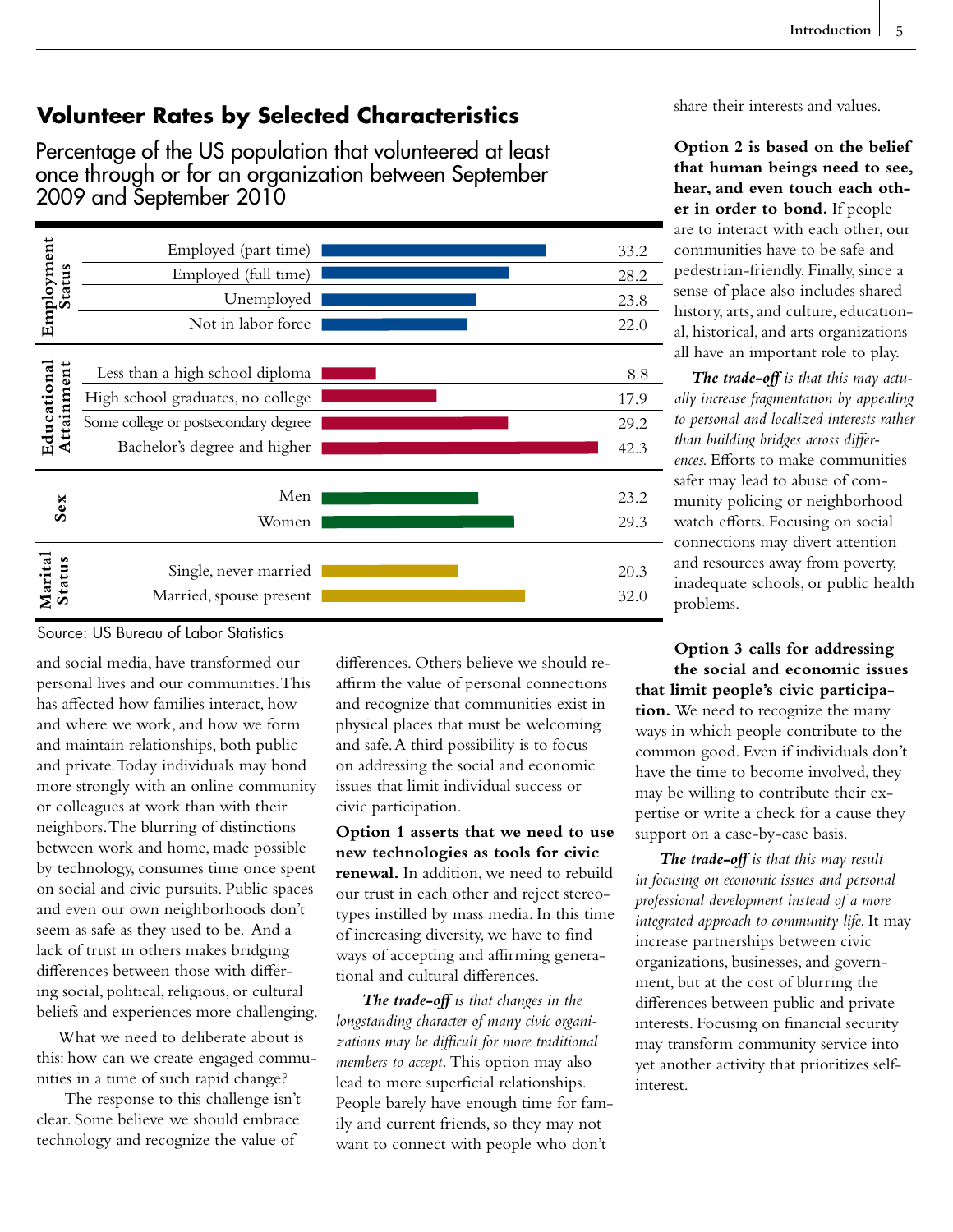## Volunteer Rates by Selected Characteristics

Percentage of the US population that volunteered at least once through or for an organization between September 2009 and September 2010

| Category | Characteristic | Percent |
|---|---|---|
| Employment Status | Employed (part time) | 33.2 |
| | Employed (full time) | 28.2 |
| | Unemployed | 23.8 |
| | Not in labor force | 22.0 |
| Educational Attainment | Less than a high school diploma | 8.8 |
| | High school graduates, no college | 17.9 |
| | Some college or postsecondary degree | 29.2 |
| | Bachelor's degree and higher | 42.3 |
| Sex | Men | 23.2 |
| | Women | 29.3 |
| Marital Status | Single, never married | 20.3 |
| | Married, spouse present | 32.0 |

Source: US Bureau of Labor Statistics

and social media, have transformed our personal lives and our communities. This has affected how families interact, how and where we work, and how we form and maintain relationships, both public and private. Today individuals may bond more strongly with an online community or colleagues at work than with their neighbors. The blurring of distinctions between work and home, made possible by technology, consumes time once spent on social and civic pursuits. Public spaces and even our own neighborhoods don't seem as safe as they used to be. And a lack of trust in others makes bridging differences between those with differing social, political, religious, or cultural beliefs and experiences more challenging.

What we need to deliberate about is this: how can we create engaged communities in a time of such rapid change?

The response to this challenge isn't clear. Some believe we should embrace technology and recognize the value of differences. Others believe we should reaffirm the value of personal connections and recognize that communities exist in physical places that must be welcoming and safe. A third possibility is to focus on addressing the social and economic issues that limit individual success or civic participation.

**Option 1 asserts that we need to use new technologies as tools for civic renewal.** In addition, we need to rebuild our trust in each other and reject stereotypes instilled by mass media. In this time of increasing diversity, we have to find ways of accepting and affirming generational and cultural differences.

***The trade-off*** *is that changes in the longstanding character of many civic organizations may be difficult for more traditional members to accept.* This option may also lead to more superficial relationships. People barely have enough time for family and current friends, so they may not want to connect with people who don't share their interests and values.

**Option 2 is based on the belief that human beings need to see, hear, and even touch each other in order to bond.** If people are to interact with each other, our communities have to be safe and pedestrian-friendly. Finally, since a sense of place also includes shared history, arts, and culture, educational, historical, and arts organizations all have an important role to play.

***The trade-off*** *is that this may actually increase fragmentation by appealing to personal and localized interests rather than building bridges across differences.* Efforts to make communities safer may lead to abuse of community policing or neighborhood watch efforts. Focusing on social connections may divert attention and resources away from poverty, inadequate schools, or public health problems.

**Option 3 calls for addressing the social and economic issues that limit people's civic participation.** We need to recognize the many ways in which people contribute to the common good. Even if individuals don't have the time to become involved, they may be willing to contribute their expertise or write a check for a cause they support on a case-by-case basis.

***The trade-off*** *is that this may result in focusing on economic issues and personal professional development instead of a more integrated approach to community life.* It may increase partnerships between civic organizations, businesses, and government, but at the cost of blurring the differences between public and private interests. Focusing on financial security may transform community service into yet another activity that prioritizes self-interest.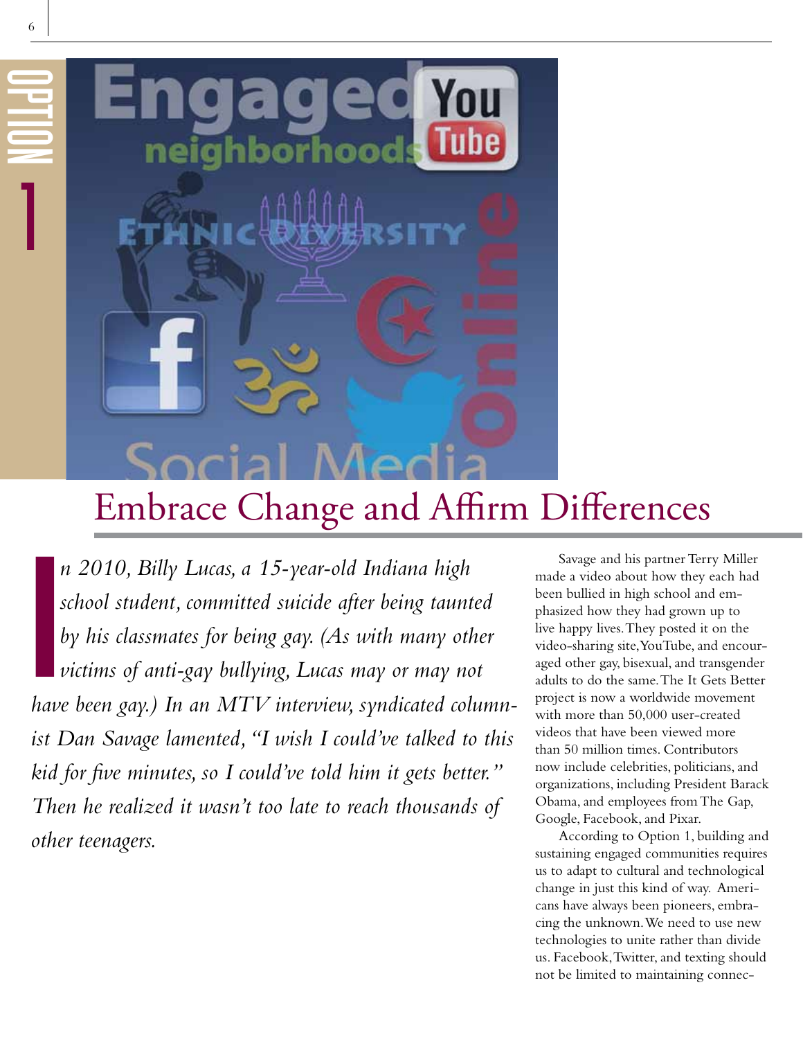OPTION 1

# Embrace Change and Affirm Differences

*In 2010, Billy Lucas, a 15-year-old Indiana high school student, committed suicide after being taunted by his classmates for being gay. (As with many other victims of anti-gay bullying, Lucas may or may not have been gay.) In an MTV interview, syndicated columnist Dan Savage lamented, "I wish I could've talked to this kid for five minutes, so I could've told him it gets better." Then he realized it wasn't too late to reach thousands of other teenagers.*

Savage and his partner Terry Miller made a video about how they each had been bullied in high school and emphasized how they had grown up to live happy lives. They posted it on the video-sharing site, YouTube, and encouraged other gay, bisexual, and transgender adults to do the same. The It Gets Better project is now a worldwide movement with more than 50,000 user-created videos that have been viewed more than 50 million times. Contributors now include celebrities, politicians, and organizations, including President Barack Obama, and employees from The Gap, Google, Facebook, and Pixar.

According to Option 1, building and sustaining engaged communities requires us to adapt to cultural and technological change in just this kind of way. Americans have always been pioneers, embracing the unknown. We need to use new technologies to unite rather than divide us. Facebook, Twitter, and texting should not be limited to maintaining connec-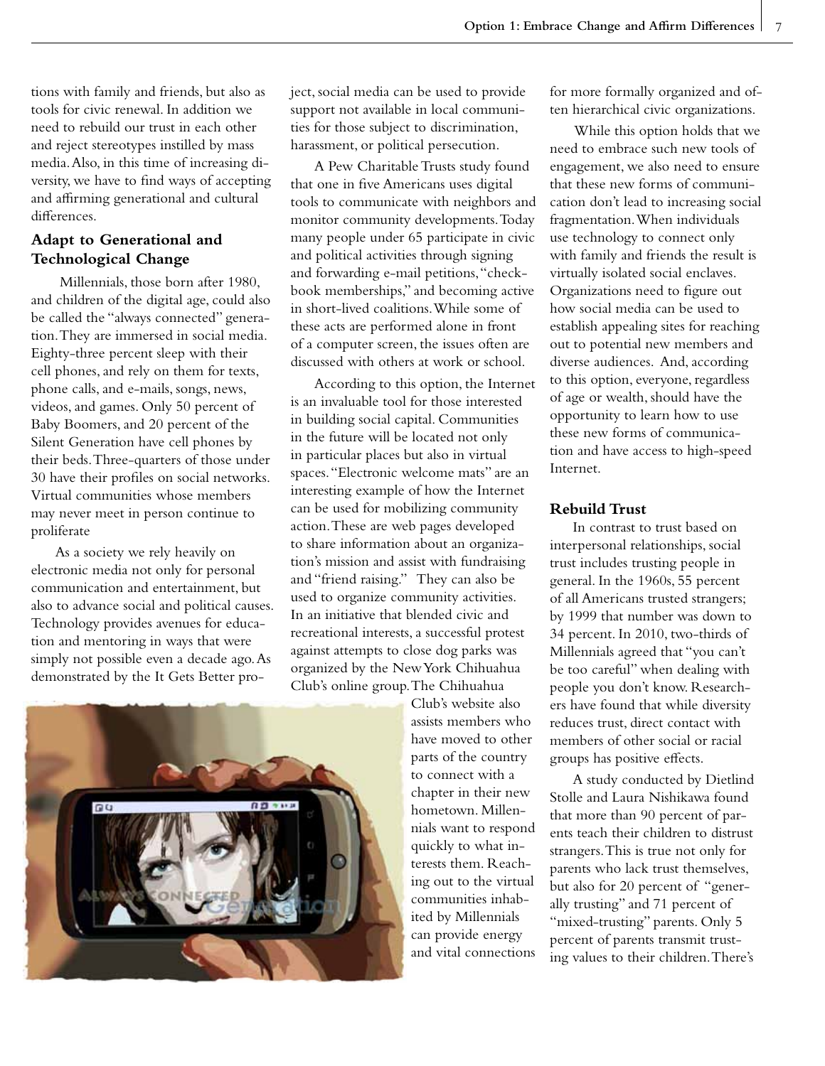tions with family and friends, but also as tools for civic renewal. In addition we need to rebuild our trust in each other and reject stereotypes instilled by mass media. Also, in this time of increasing diversity, we have to find ways of accepting and affirming generational and cultural differences.

### Adapt to Generational and Technological Change

Millennials, those born after 1980, and children of the digital age, could also be called the "always connected" generation. They are immersed in social media. Eighty-three percent sleep with their cell phones, and rely on them for texts, phone calls, and e-mails, songs, news, videos, and games. Only 50 percent of Baby Boomers, and 20 percent of the Silent Generation have cell phones by their beds. Three-quarters of those under 30 have their profiles on social networks. Virtual communities whose members may never meet in person continue to proliferate

As a society we rely heavily on electronic media not only for personal communication and entertainment, but also to advance social and political causes. Technology provides avenues for education and mentoring in ways that were simply not possible even a decade ago. As demonstrated by the It Gets Better project, social media can be used to provide support not available in local communities for those subject to discrimination, harassment, or political persecution.

A Pew Charitable Trusts study found that one in five Americans uses digital tools to communicate with neighbors and monitor community developments. Today many people under 65 participate in civic and political activities through signing and forwarding e-mail petitions, "checkbook memberships," and becoming active in short-lived coalitions. While some of these acts are performed alone in front of a computer screen, the issues often are discussed with others at work or school.

According to this option, the Internet is an invaluable tool for those interested in building social capital. Communities in the future will be located not only in particular places but also in virtual spaces. "Electronic welcome mats" are an interesting example of how the Internet can be used for mobilizing community action. These are web pages developed to share information about an organization's mission and assist with fundraising and "friend raising." They can also be used to organize community activities. In an initiative that blended civic and recreational interests, a successful protest against attempts to close dog parks was organized by the New York Chihuahua Club's online group. The Chihuahua Club's website also assists members who have moved to other parts of the country to connect with a chapter in their new hometown. Millennials want to respond quickly to what interests them. Reaching out to the virtual communities inhabited by Millennials can provide energy and vital connections for more formally organized and often hierarchical civic organizations.

While this option holds that we need to embrace such new tools of engagement, we also need to ensure that these new forms of communication don't lead to increasing social fragmentation. When individuals use technology to connect only with family and friends the result is virtually isolated social enclaves. Organizations need to figure out how social media can be used to establish appealing sites for reaching out to potential new members and diverse audiences. And, according to this option, everyone, regardless of age or wealth, should have the opportunity to learn how to use these new forms of communication and have access to high-speed Internet.

### Rebuild Trust

In contrast to trust based on interpersonal relationships, social trust includes trusting people in general. In the 1960s, 55 percent of all Americans trusted strangers; by 1999 that number was down to 34 percent. In 2010, two-thirds of Millennials agreed that "you can't be too careful" when dealing with people you don't know. Researchers have found that while diversity reduces trust, direct contact with members of other social or racial groups has positive effects.

A study conducted by Dietlind Stolle and Laura Nishikawa found that more than 90 percent of parents teach their children to distrust strangers. This is true not only for parents who lack trust themselves, but also for 20 percent of "generally trusting" and 71 percent of "mixed-trusting" parents. Only 5 percent of parents transmit trusting values to their children. There's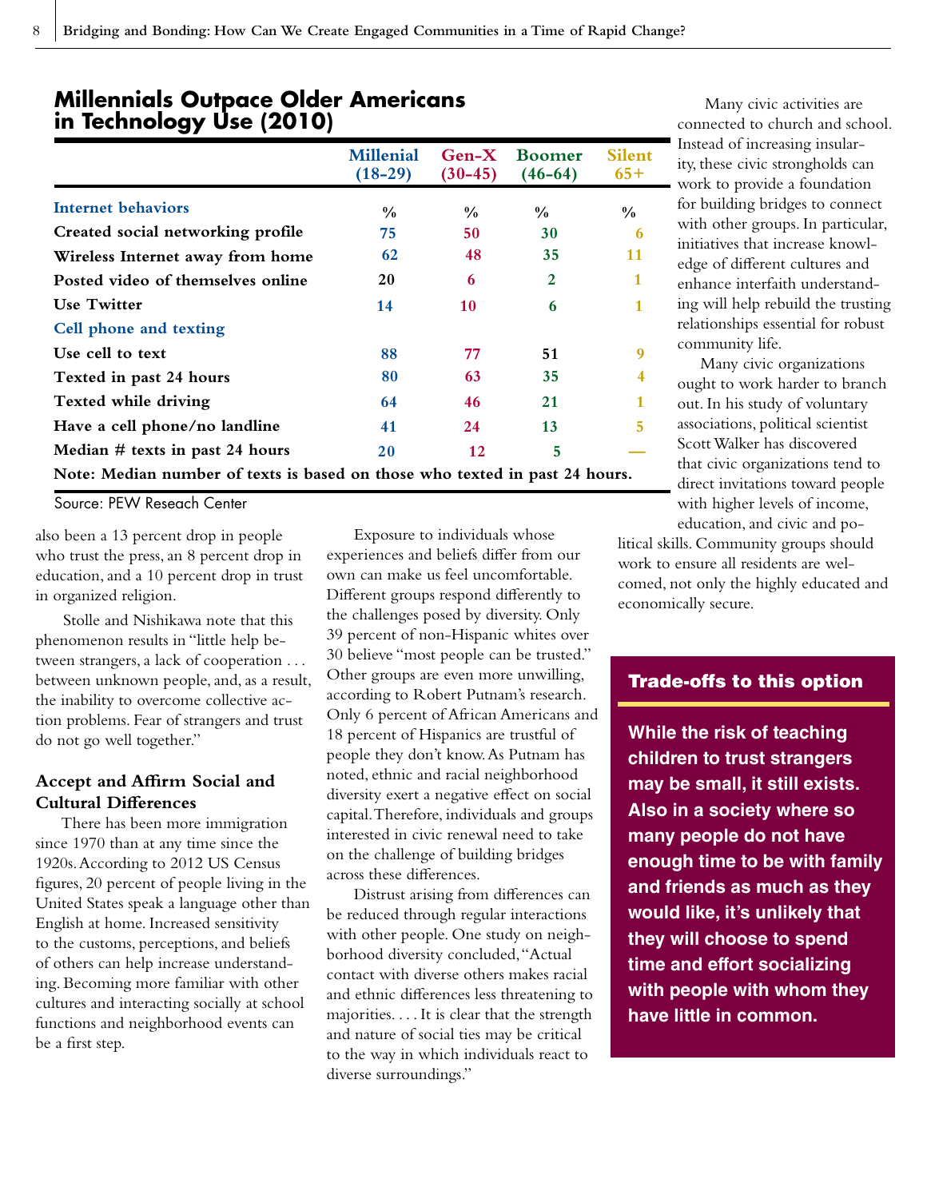## Millennials Outpace Older Americans in Technology Use (2010)

| | Millenial (18-29) | Gen-X (30-45) | Boomer (46-64) | Silent 65+ |
|---|---|---|---|---|
| **Internet behaviors** | % | % | % | % |
| **Created social networking profile** | 75 | 50 | 30 | 6 |
| **Wireless Internet away from home** | 62 | 48 | 35 | 11 |
| **Posted video of themselves online** | 20 | 6 | 2 | 1 |
| **Use Twitter** | 14 | 10 | 6 | 1 |
| **Cell phone and texting** | | | | |
| **Use cell to text** | 88 | 77 | 51 | 9 |
| **Texted in past 24 hours** | 80 | 63 | 35 | 4 |
| **Texted while driving** | 64 | 46 | 21 | 1 |
| **Have a cell phone/no landline** | 41 | 24 | 13 | 5 |
| **Median # texts in past 24 hours** | 20 | 12 | 5 | — |

**Note: Median number of texts is based on those who texted in past 24 hours.**

Source: PEW Reseach Center

also been a 13 percent drop in people who trust the press, an 8 percent drop in education, and a 10 percent drop in trust in organized religion.

Stolle and Nishikawa note that this phenomenon results in "little help between strangers, a lack of cooperation . . . between unknown people, and, as a result, the inability to overcome collective action problems. Fear of strangers and trust do not go well together."

### Accept and Affirm Social and Cultural Differences

There has been more immigration since 1970 than at any time since the 1920s. According to 2012 US Census figures, 20 percent of people living in the United States speak a language other than English at home. Increased sensitivity to the customs, perceptions, and beliefs of others can help increase understanding. Becoming more familiar with other cultures and interacting socially at school functions and neighborhood events can be a first step.

Exposure to individuals whose experiences and beliefs differ from our own can make us feel uncomfortable. Different groups respond differently to the challenges posed by diversity. Only 39 percent of non-Hispanic whites over 30 believe "most people can be trusted." Other groups are even more unwilling, according to Robert Putnam's research. Only 6 percent of African Americans and 18 percent of Hispanics are trustful of people they don't know. As Putnam has noted, ethnic and racial neighborhood diversity exert a negative effect on social capital. Therefore, individuals and groups interested in civic renewal need to take on the challenge of building bridges across these differences.

Distrust arising from differences can be reduced through regular interactions with other people. One study on neighborhood diversity concluded, "Actual contact with diverse others makes racial and ethnic differences less threatening to majorities. . . . It is clear that the strength and nature of social ties may be critical to the way in which individuals react to diverse surroundings."

Many civic activities are connected to church and school. Instead of increasing insularity, these civic strongholds can work to provide a foundation for building bridges to connect with other groups. In particular, initiatives that increase knowledge of different cultures and enhance interfaith understanding will help rebuild the trusting relationships essential for robust community life.

Many civic organizations ought to work harder to branch out. In his study of voluntary associations, political scientist Scott Walker has discovered that civic organizations tend to direct invitations toward people with higher levels of income, education, and civic and political skills. Community groups should work to ensure all residents are welcomed, not only the highly educated and economically secure.

### Trade-offs to this option

**While the risk of teaching children to trust strangers may be small, it still exists. Also in a society where so many people do not have enough time to be with family and friends as much as they would like, it's unlikely that they will choose to spend time and effort socializing with people with whom they have little in common.**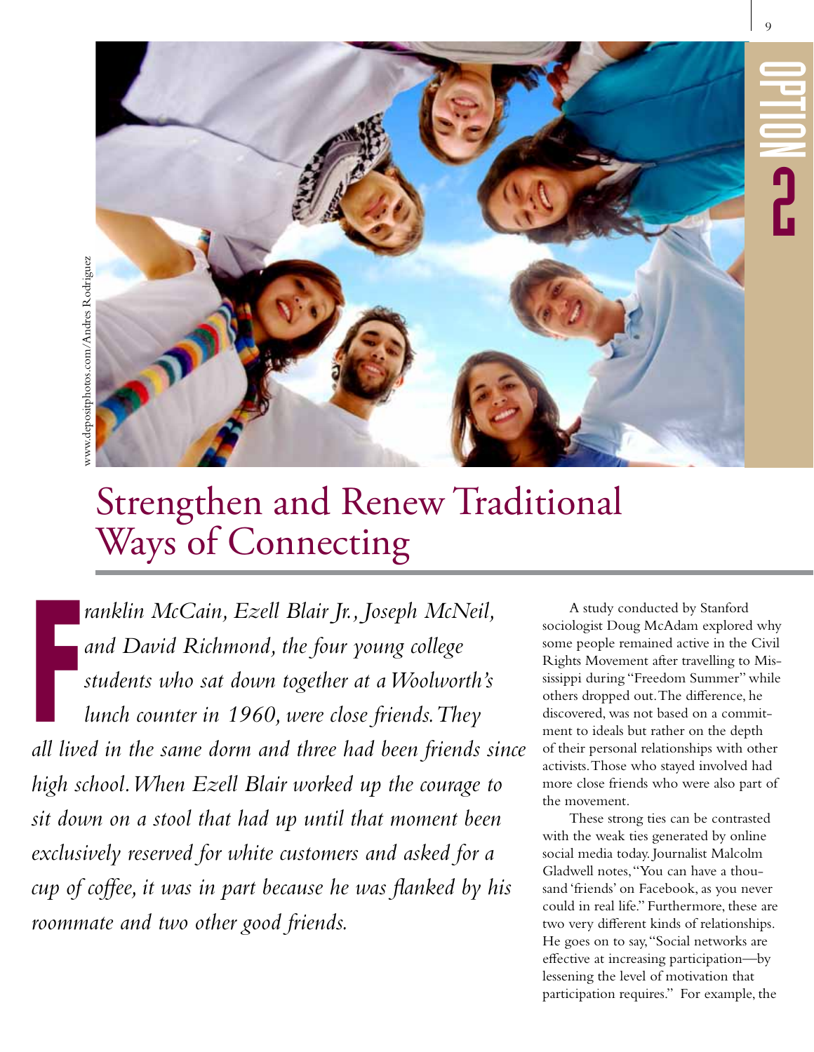OPTION 2

# Strengthen and Renew Traditional Ways of Connecting

*Franklin McCain, Ezell Blair Jr., Joseph McNeil, and David Richmond, the four young college students who sat down together at a Woolworth's lunch counter in 1960, were close friends. They all lived in the same dorm and three had been friends since high school. When Ezell Blair worked up the courage to sit down on a stool that had up until that moment been exclusively reserved for white customers and asked for a cup of coffee, it was in part because he was flanked by his roommate and two other good friends.*

A study conducted by Stanford sociologist Doug McAdam explored why some people remained active in the Civil Rights Movement after travelling to Mississippi during "Freedom Summer" while others dropped out. The difference, he discovered, was not based on a commitment to ideals but rather on the depth of their personal relationships with other activists. Those who stayed involved had more close friends who were also part of the movement.

These strong ties can be contrasted with the weak ties generated by online social media today. Journalist Malcolm Gladwell notes, "You can have a thousand 'friends' on Facebook, as you never could in real life." Furthermore, these are two very different kinds of relationships. He goes on to say, "Social networks are effective at increasing participation—by lessening the level of motivation that participation requires." For example, the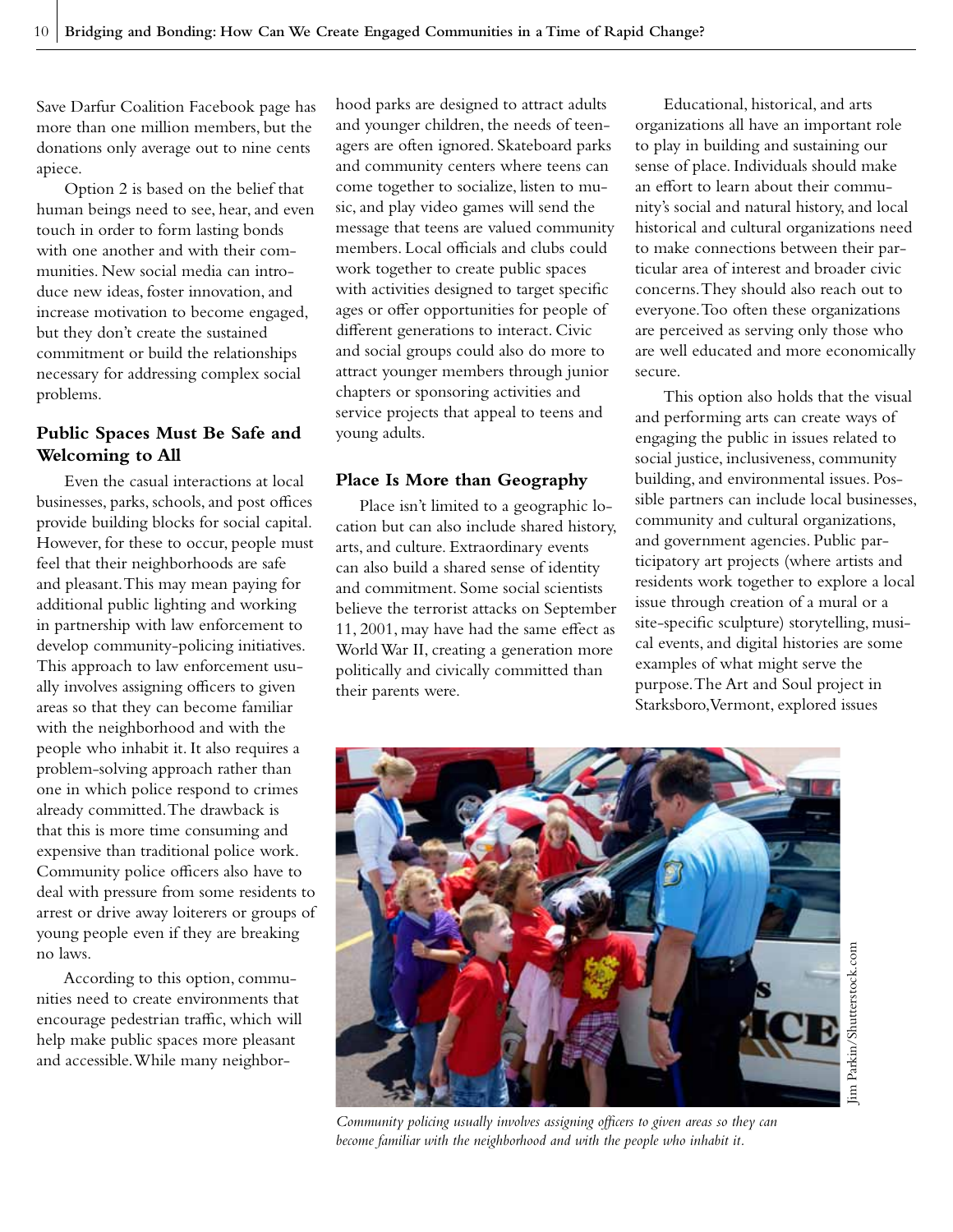Save Darfur Coalition Facebook page has more than one million members, but the donations only average out to nine cents apiece.

Option 2 is based on the belief that human beings need to see, hear, and even touch in order to form lasting bonds with one another and with their communities. New social media can introduce new ideas, foster innovation, and increase motivation to become engaged, but they don't create the sustained commitment or build the relationships necessary for addressing complex social problems.

### Public Spaces Must Be Safe and Welcoming to All

Even the casual interactions at local businesses, parks, schools, and post offices provide building blocks for social capital. However, for these to occur, people must feel that their neighborhoods are safe and pleasant. This may mean paying for additional public lighting and working in partnership with law enforcement to develop community-policing initiatives. This approach to law enforcement usually involves assigning officers to given areas so that they can become familiar with the neighborhood and with the people who inhabit it. It also requires a problem-solving approach rather than one in which police respond to crimes already committed. The drawback is that this is more time consuming and expensive than traditional police work. Community police officers also have to deal with pressure from some residents to arrest or drive away loiterers or groups of young people even if they are breaking no laws.

According to this option, communities need to create environments that encourage pedestrian traffic, which will help make public spaces more pleasant and accessible. While many neighborhood parks are designed to attract adults and younger children, the needs of teenagers are often ignored. Skateboard parks and community centers where teens can come together to socialize, listen to music, and play video games will send the message that teens are valued community members. Local officials and clubs could work together to create public spaces with activities designed to target specific ages or offer opportunities for people of different generations to interact. Civic and social groups could also do more to attract younger members through junior chapters or sponsoring activities and service projects that appeal to teens and young adults.

### Place Is More than Geography

Place isn't limited to a geographic location but can also include shared history, arts, and culture. Extraordinary events can also build a shared sense of identity and commitment. Some social scientists believe the terrorist attacks on September 11, 2001, may have had the same effect as World War II, creating a generation more politically and civically committed than their parents were.

Educational, historical, and arts organizations all have an important role to play in building and sustaining our sense of place. Individuals should make an effort to learn about their community's social and natural history, and local historical and cultural organizations need to make connections between their particular area of interest and broader civic concerns. They should also reach out to everyone. Too often these organizations are perceived as serving only those who are well educated and more economically secure.

This option also holds that the visual and performing arts can create ways of engaging the public in issues related to social justice, inclusiveness, community building, and environmental issues. Possible partners can include local businesses, community and cultural organizations, and government agencies. Public participatory art projects (where artists and residents work together to explore a local issue through creation of a mural or a site-specific sculpture) storytelling, musical events, and digital histories are some examples of what might serve the purpose. The Art and Soul project in Starksboro, Vermont, explored issues

Jim Parkin/Shutterstock.com

*Community policing usually involves assigning officers to given areas so they can become familiar with the neighborhood and with the people who inhabit it.*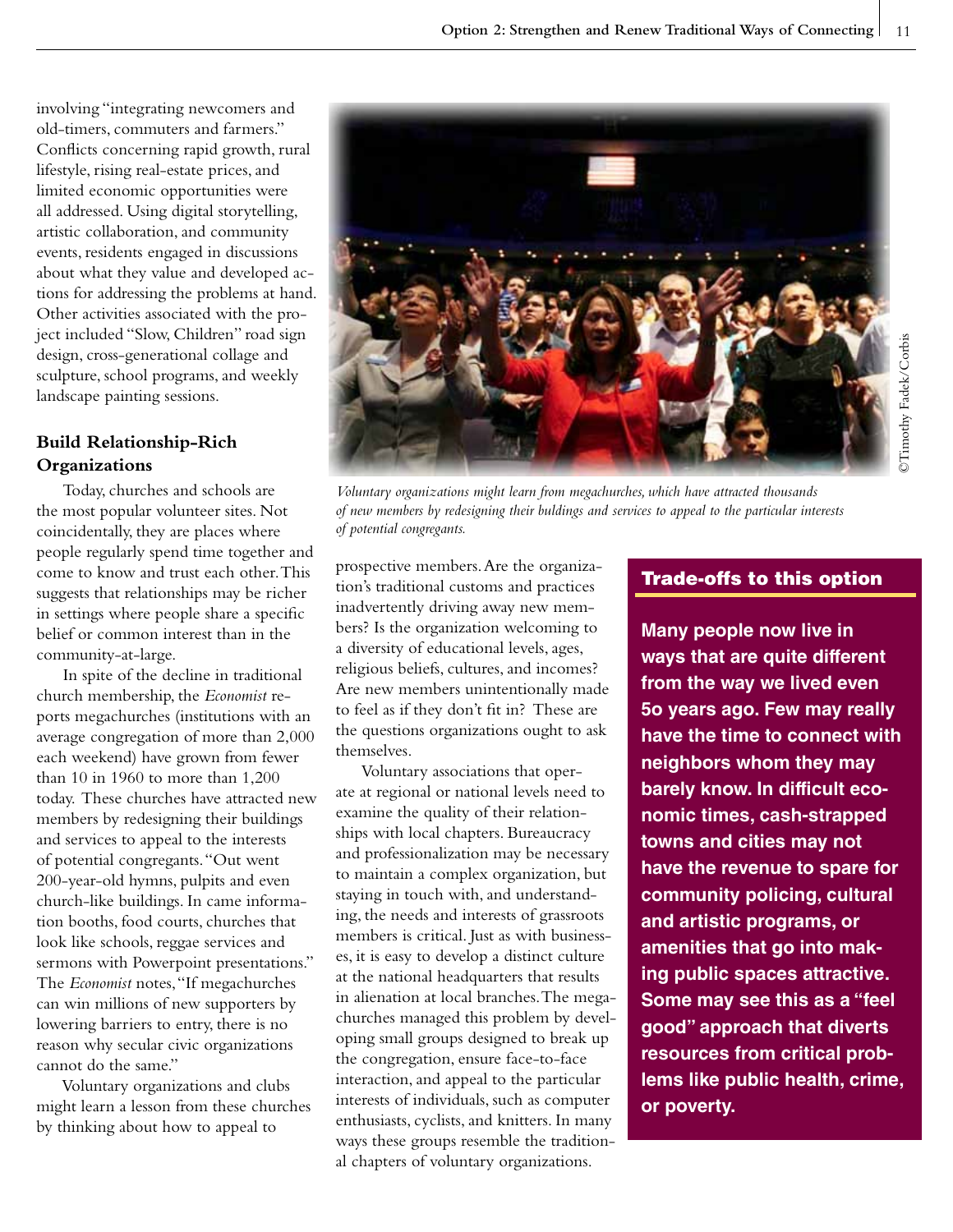involving "integrating newcomers and old-timers, commuters and farmers." Conflicts concerning rapid growth, rural lifestyle, rising real-estate prices, and limited economic opportunities were all addressed. Using digital storytelling, artistic collaboration, and community events, residents engaged in discussions about what they value and developed actions for addressing the problems at hand. Other activities associated with the project included "Slow, Children" road sign design, cross-generational collage and sculpture, school programs, and weekly landscape painting sessions.

### Build Relationship-Rich Organizations

Today, churches and schools are the most popular volunteer sites. Not coincidentally, they are places where people regularly spend time together and come to know and trust each other. This suggests that relationships may be richer in settings where people share a specific belief or common interest than in the community-at-large.

In spite of the decline in traditional church membership, the *Economist* reports megachurches (institutions with an average congregation of more than 2,000 each weekend) have grown from fewer than 10 in 1960 to more than 1,200 today. These churches have attracted new members by redesigning their buildings and services to appeal to the interests of potential congregants. "Out went 200-year-old hymns, pulpits and even church-like buildings. In came information booths, food courts, churches that look like schools, reggae services and sermons with Powerpoint presentations." The *Economist* notes, "If megachurches can win millions of new supporters by lowering barriers to entry, there is no reason why secular civic organizations cannot do the same."

Voluntary organizations and clubs might learn a lesson from these churches by thinking about how to appeal to prospective members. Are the organization's traditional customs and practices inadvertently driving away new members? Is the organization welcoming to a diversity of educational levels, ages, religious beliefs, cultures, and incomes? Are new members unintentionally made to feel as if they don't fit in? These are the questions organizations ought to ask themselves.

Voluntary associations that operate at regional or national levels need to examine the quality of their relationships with local chapters. Bureaucracy and professionalization may be necessary to maintain a complex organization, but staying in touch with, and understanding, the needs and interests of grassroots members is critical. Just as with businesses, it is easy to develop a distinct culture at the national headquarters that results in alienation at local branches. The megachurches managed this problem by developing small groups designed to break up the congregation, ensure face-to-face interaction, and appeal to the particular interests of individuals, such as computer enthusiasts, cyclists, and knitters. In many ways these groups resemble the traditional chapters of voluntary organizations.

*Voluntary organizations might learn from megachurches, which have attracted thousands of new members by redesigning their buildings and services to appeal to the particular interests of potential congregants.*

©Timothy Fadek/Corbis

### Trade-offs to this option

**Many people now live in ways that are quite different from the way we lived even 5o years ago. Few may really have the time to connect with neighbors whom they may barely know. In difficult economic times, cash-strapped towns and cities may not have the revenue to spare for community policing, cultural and artistic programs, or amenities that go into making public spaces attractive. Some may see this as a "feel good" approach that diverts resources from critical problems like public health, crime, or poverty.**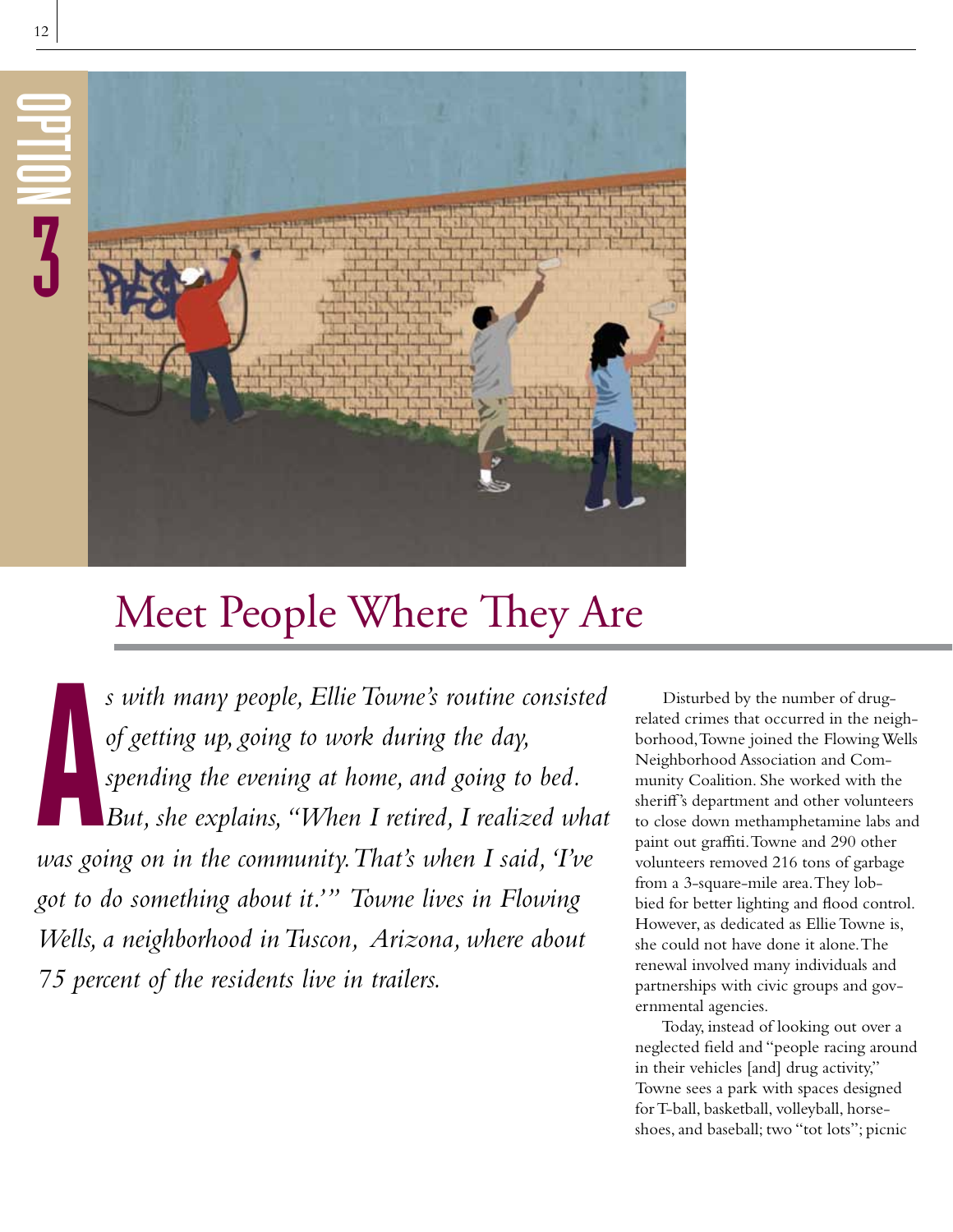OPTION 3

# Meet People Where They Are

*As with many people, Ellie Towne's routine consisted of getting up, going to work during the day, spending the evening at home, and going to bed. But, she explains, "When I retired, I realized what was going on in the community. That's when I said, 'I've got to do something about it.'" Towne lives in Flowing Wells, a neighborhood in Tuscon, Arizona, where about 75 percent of the residents live in trailers.*

Disturbed by the number of drug-related crimes that occurred in the neighborhood, Towne joined the Flowing Wells Neighborhood Association and Community Coalition. She worked with the sheriff's department and other volunteers to close down methamphetamine labs and paint out graffiti. Towne and 290 other volunteers removed 216 tons of garbage from a 3-square-mile area. They lobbied for better lighting and flood control. However, as dedicated as Ellie Towne is, she could not have done it alone. The renewal involved many individuals and partnerships with civic groups and governmental agencies.

Today, instead of looking out over a neglected field and "people racing around in their vehicles [and] drug activity," Towne sees a park with spaces designed for T-ball, basketball, volleyball, horseshoes, and baseball; two "tot lots"; picnic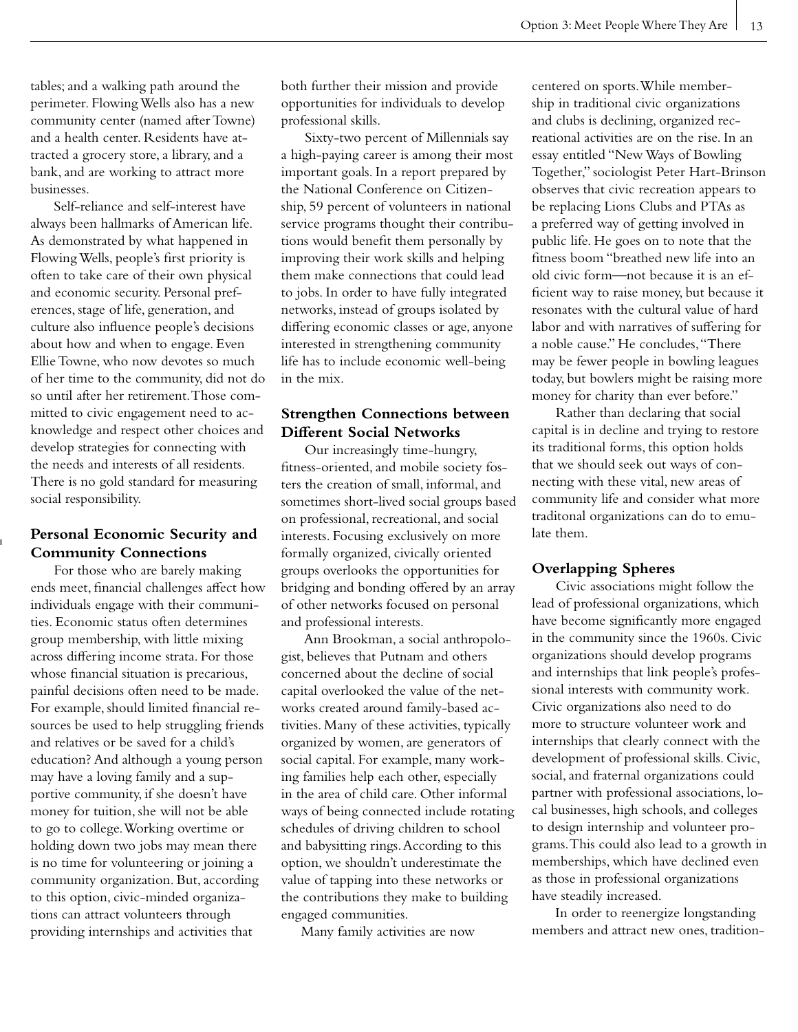tables; and a walking path around the perimeter. Flowing Wells also has a new community center (named after Towne) and a health center. Residents have attracted a grocery store, a library, and a bank, and are working to attract more businesses.

Self-reliance and self-interest have always been hallmarks of American life. As demonstrated by what happened in Flowing Wells, people's first priority is often to take care of their own physical and economic security. Personal preferences, stage of life, generation, and culture also influence people's decisions about how and when to engage. Even Ellie Towne, who now devotes so much of her time to the community, did not do so until after her retirement. Those committed to civic engagement need to acknowledge and respect other choices and develop strategies for connecting with the needs and interests of all residents. There is no gold standard for measuring social responsibility.

### Personal Economic Security and Community Connections

For those who are barely making ends meet, financial challenges affect how individuals engage with their communities. Economic status often determines group membership, with little mixing across differing income strata. For those whose financial situation is precarious, painful decisions often need to be made. For example, should limited financial resources be used to help struggling friends and relatives or be saved for a child's education? And although a young person may have a loving family and a supportive community, if she doesn't have money for tuition, she will not be able to go to college. Working overtime or holding down two jobs may mean there is no time for volunteering or joining a community organization. But, according to this option, civic-minded organizations can attract volunteers through providing internships and activities that both further their mission and provide opportunities for individuals to develop professional skills.

Sixty-two percent of Millennials say a high-paying career is among their most important goals. In a report prepared by the National Conference on Citizenship, 59 percent of volunteers in national service programs thought their contributions would benefit them personally by improving their work skills and helping them make connections that could lead to jobs. In order to have fully integrated networks, instead of groups isolated by differing economic classes or age, anyone interested in strengthening community life has to include economic well-being in the mix.

### Strengthen Connections between Different Social Networks

Our increasingly time-hungry, fitness-oriented, and mobile society fosters the creation of small, informal, and sometimes short-lived social groups based on professional, recreational, and social interests. Focusing exclusively on more formally organized, civically oriented groups overlooks the opportunities for bridging and bonding offered by an array of other networks focused on personal and professional interests.

Ann Brookman, a social anthropologist, believes that Putnam and others concerned about the decline of social capital overlooked the value of the networks created around family-based activities. Many of these activities, typically organized by women, are generators of social capital. For example, many working families help each other, especially in the area of child care. Other informal ways of being connected include rotating schedules of driving children to school and babysitting rings. According to this option, we shouldn't underestimate the value of tapping into these networks or the contributions they make to building engaged communities.

Many family activities are now centered on sports. While membership in traditional civic organizations and clubs is declining, organized recreational activities are on the rise. In an essay entitled "New Ways of Bowling Together," sociologist Peter Hart-Brinson observes that civic recreation appears to be replacing Lions Clubs and PTAs as a preferred way of getting involved in public life. He goes on to note that the fitness boom "breathed new life into an old civic form—not because it is an efficient way to raise money, but because it resonates with the cultural value of hard labor and with narratives of suffering for a noble cause." He concludes, "There may be fewer people in bowling leagues today, but bowlers might be raising more money for charity than ever before."

Rather than declaring that social capital is in decline and trying to restore its traditional forms, this option holds that we should seek out ways of connecting with these vital, new areas of community life and consider what more traditonal organizations can do to emulate them.

### Overlapping Spheres

Civic associations might follow the lead of professional organizations, which have become significantly more engaged in the community since the 1960s. Civic organizations should develop programs and internships that link people's professional interests with community work. Civic organizations also need to do more to structure volunteer work and internships that clearly connect with the development of professional skills. Civic, social, and fraternal organizations could partner with professional associations, local businesses, high schools, and colleges to design internship and volunteer programs. This could also lead to a growth in memberships, which have declined even as those in professional organizations have steadily increased.

In order to reenergize longstanding members and attract new ones, tradition-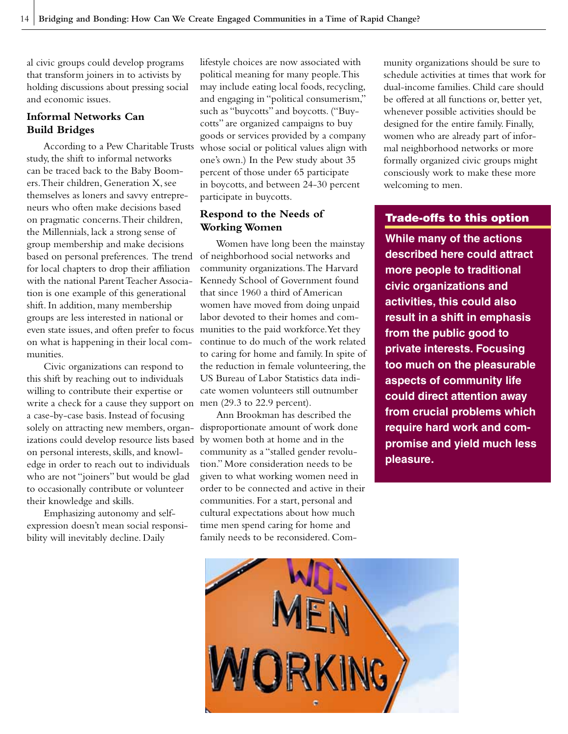al civic groups could develop programs that transform joiners in to activists by holding discussions about pressing social and economic issues.

### Informal Networks Can Build Bridges

According to a Pew Charitable Trusts study, the shift to informal networks can be traced back to the Baby Boomers. Their children, Generation X, see themselves as loners and savvy entrepreneurs who often make decisions based on pragmatic concerns. Their children, the Millennials, lack a strong sense of group membership and make decisions based on personal preferences. The trend for local chapters to drop their affiliation with the national Parent Teacher Association is one example of this generational shift. In addition, many membership groups are less interested in national or even state issues, and often prefer to focus on what is happening in their local communities.

Civic organizations can respond to this shift by reaching out to individuals willing to contribute their expertise or write a check for a cause they support on a case-by-case basis. Instead of focusing solely on attracting new members, organizations could develop resource lists based on personal interests, skills, and knowledge in order to reach out to individuals who are not "joiners" but would be glad to occasionally contribute or volunteer their knowledge and skills.

Emphasizing autonomy and self-expression doesn't mean social responsibility will inevitably decline. Daily lifestyle choices are now associated with political meaning for many people. This may include eating local foods, recycling, and engaging in "political consumerism," such as "buycotts" and boycotts. ("Buycotts" are organized campaigns to buy goods or services provided by a company whose social or political values align with one's own.) In the Pew study about 35 percent of those under 65 participate in boycotts, and between 24-30 percent participate in buycotts.

### Respond to the Needs of Working Women

Women have long been the mainstay of neighborhood social networks and community organizations. The Harvard Kennedy School of Government found that since 1960 a third of American women have moved from doing unpaid labor devoted to their homes and communities to the paid workforce. Yet they continue to do much of the work related to caring for home and family. In spite of the reduction in female volunteering, the US Bureau of Labor Statistics data indicate women volunteers still outnumber men (29.3 to 22.9 percent).

Ann Brookman has described the disproportionate amount of work done by women both at home and in the community as a "stalled gender revolution." More consideration needs to be given to what working women need in order to be connected and active in their communities. For a start, personal and cultural expectations about how much time men spend caring for home and family needs to be reconsidered. Community organizations should be sure to schedule activities at times that work for dual-income families. Child care should be offered at all functions or, better yet, whenever possible activities should be designed for the entire family. Finally, women who are already part of informal neighborhood networks or more formally organized civic groups might consciously work to make these more welcoming to men.

### Trade-offs to this option

**While many of the actions described here could attract more people to traditional civic organizations and activities, this could also result in a shift in emphasis from the public good to private interests. Focusing too much on the pleasurable aspects of community life could direct attention away from crucial problems which require hard work and compromise and yield much less pleasure.**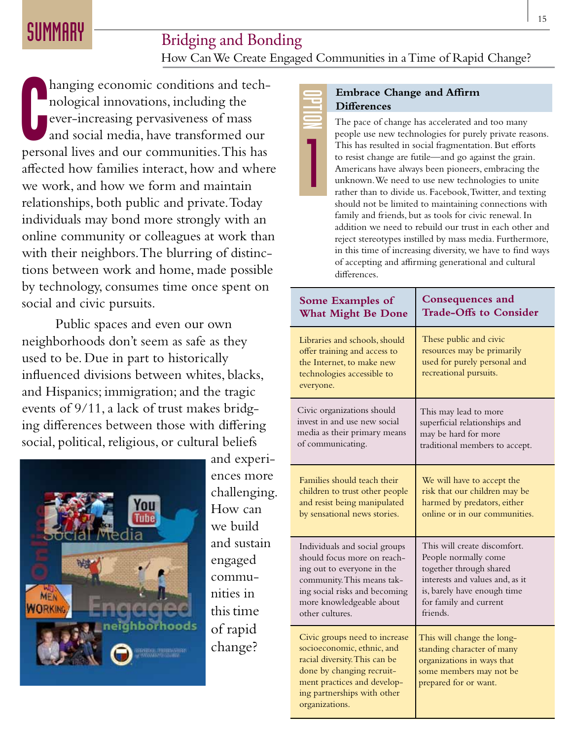# SUMMARY

## Bridging and Bonding

How Can We Create Engaged Communities in a Time of Rapid Change?

Changing economic conditions and technological innovations, including the ever-increasing pervasiveness of mass and social media, have transformed our personal lives and our communities. This has affected how families interact, how and where we work, and how we form and maintain relationships, both public and private. Today individuals may bond more strongly with an online community or colleagues at work than with their neighbors. The blurring of distinctions between work and home, made possible by technology, consumes time once spent on social and civic pursuits.

Public spaces and even our own neighborhoods don't seem as safe as they used to be. Due in part to historically influenced divisions between whites, blacks, and Hispanics; immigration; and the tragic events of 9/11, a lack of trust makes bridging differences between those with differing social, political, religious, or cultural beliefs and experiences more challenging. How can we build and sustain engaged communities in this time of rapid change?

### OPTION 1

### Embrace Change and Affirm Differences

The pace of change has accelerated and too many people use new technologies for purely private reasons. This has resulted in social fragmentation. But efforts to resist change are futile—and go against the grain. Americans have always been pioneers, embracing the unknown. We need to use new technologies to unite rather than to divide us. Facebook, Twitter, and texting should not be limited to maintaining connections with family and friends, but as tools for civic renewal. In addition we need to rebuild our trust in each other and reject stereotypes instilled by mass media. Furthermore, in this time of increasing diversity, we have to find ways of accepting and affirming generational and cultural differences.

| Some Examples of What Might Be Done | Consequences and Trade-Offs to Consider |
| --- | --- |
| Libraries and schools, should offer training and access to the Internet, to make new technologies accessible to everyone. | These public and civic resources may be primarily used for purely personal and recreational pursuits. |
| Civic organizations should invest in and use new social media as their primary means of communicating. | This may lead to more superficial relationships and may be hard for more traditional members to accept. |
| Families should teach their children to trust other people and resist being manipulated by sensational news stories. | We will have to accept the risk that our children may be harmed by predators, either online or in our communities. |
| Individuals and social groups should focus more on reaching out to everyone in the community. This means taking social risks and becoming more knowledgeable about other cultures. | This will create discomfort. People normally come together through shared interests and values and, as it is, barely have enough time for family and current friends. |
| Civic groups need to increase socioeconomic, ethnic, and racial diversity. This can be done by changing recruitment practices and developing partnerships with other organizations. | This will change the long-standing character of many organizations in ways that some members may not be prepared for or want. |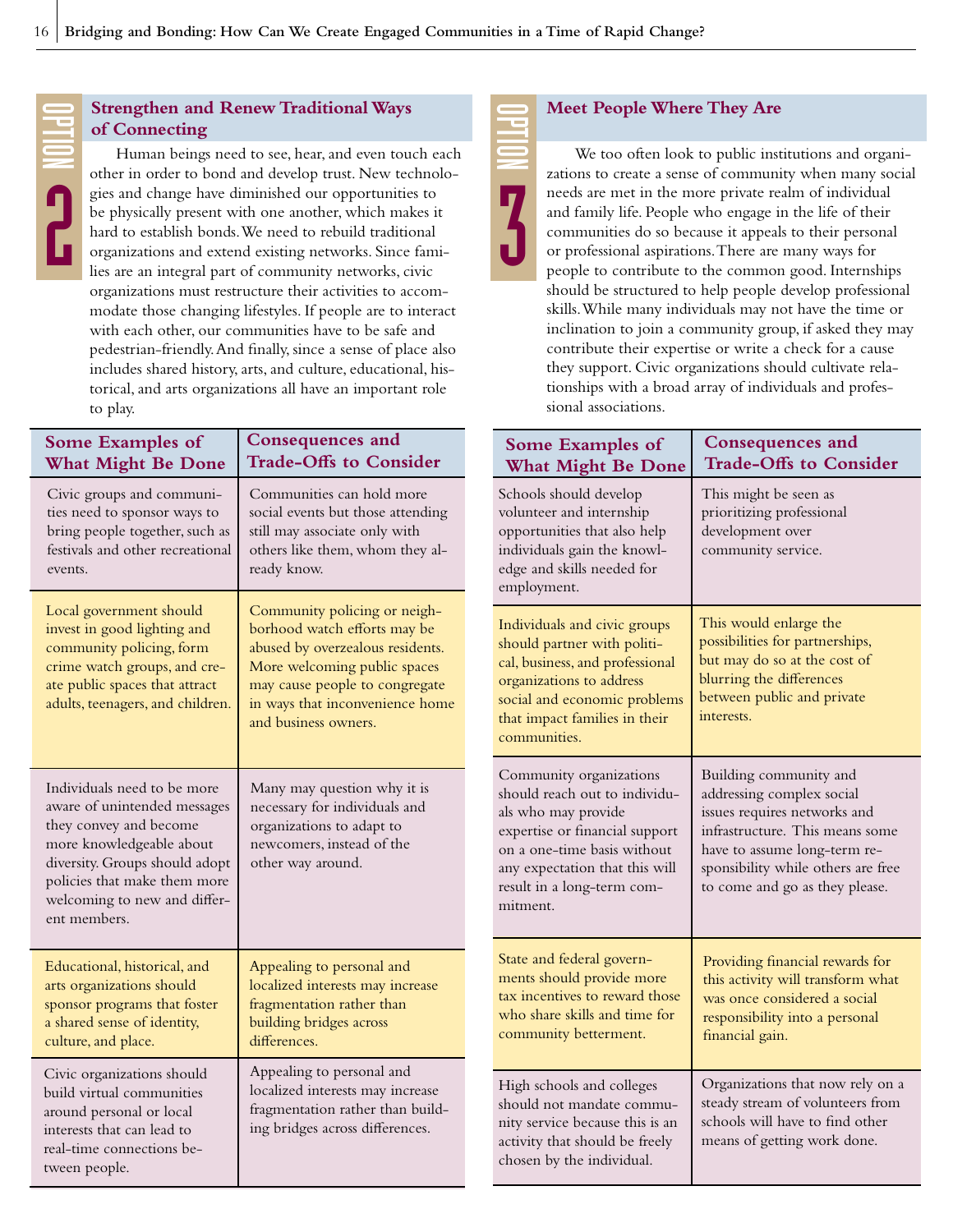## OPTION 2

### Strengthen and Renew Traditional Ways of Connecting

Human beings need to see, hear, and even touch each other in order to bond and develop trust. New technologies and change have diminished our opportunities to be physically present with one another, which makes it hard to establish bonds. We need to rebuild traditional organizations and extend existing networks. Since families are an integral part of community networks, civic organizations must restructure their activities to accommodate those changing lifestyles. If people are to interact with each other, our communities have to be safe and pedestrian-friendly. And finally, since a sense of place also includes shared history, arts, and culture, educational, historical, and arts organizations all have an important role to play.

| Some Examples of What Might Be Done | Consequences and Trade-Offs to Consider |
|---|---|
| Civic groups and communities need to sponsor ways to bring people together, such as festivals and other recreational events. | Communities can hold more social events but those attending still may associate only with others like them, whom they already know. |
| Local government should invest in good lighting and community policing, form crime watch groups, and create public spaces that attract adults, teenagers, and children. | Community policing or neighborhood watch efforts may be abused by overzealous residents. More welcoming public spaces may cause people to congregate in ways that inconvenience home and business owners. |
| Individuals need to be more aware of unintended messages they convey and become more knowledgeable about diversity. Groups should adopt policies that make them more welcoming to new and different members. | Many may question why it is necessary for individuals and organizations to adapt to newcomers, instead of the other way around. |
| Educational, historical, and arts organizations should sponsor programs that foster a shared sense of identity, culture, and place. | Appealing to personal and localized interests may increase fragmentation rather than building bridges across differences. |
| Civic organizations should build virtual communities around personal or local interests that can lead to real-time connections between people. | Appealing to personal and localized interests may increase fragmentation rather than building bridges across differences. |

## OPTION 3

### Meet People Where They Are

We too often look to public institutions and organizations to create a sense of community when many social needs are met in the more private realm of individual and family life. People who engage in the life of their communities do so because it appeals to their personal or professional aspirations. There are many ways for people to contribute to the common good. Internships should be structured to help people develop professional skills. While many individuals may not have the time or inclination to join a community group, if asked they may contribute their expertise or write a check for a cause they support. Civic organizations should cultivate relationships with a broad array of individuals and professional associations.

| Some Examples of What Might Be Done | Consequences and Trade-Offs to Consider |
|---|---|
| Schools should develop volunteer and internship opportunities that also help individuals gain the knowledge and skills needed for employment. | This might be seen as prioritizing professional development over community service. |
| Individuals and civic groups should partner with political, business, and professional organizations to address social and economic problems that impact families in their communities. | This would enlarge the possibilities for partnerships, but may do so at the cost of blurring the differences between public and private interests. |
| Community organizations should reach out to individuals who may provide expertise or financial support on a one-time basis without any expectation that this will result in a long-term commitment. | Building community and addressing complex social issues requires networks and infrastructure. This means some have to assume long-term responsibility while others are free to come and go as they please. |
| State and federal governments should provide more tax incentives to reward those who share skills and time for community betterment. | Providing financial rewards for this activity will transform what was once considered a social responsibility into a personal financial gain. |
| High schools and colleges should not mandate community service because this is an activity that should be freely chosen by the individual. | Organizations that now rely on a steady stream of volunteers from schools will have to find other means of getting work done. |